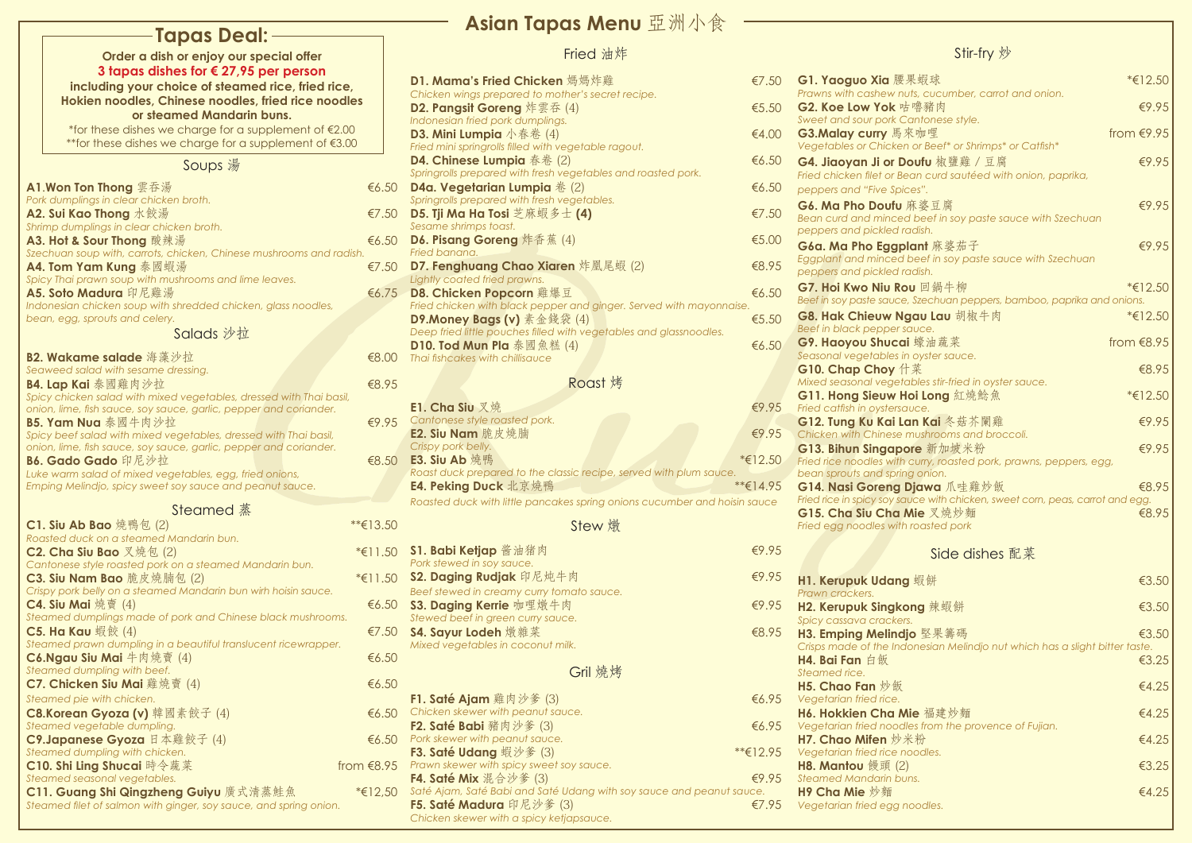# Asian Tapas Menu 亞洲小食

## Tapas Deal:

**Order a dish or enjoy our special offer**
**3 tapas dishes for € 27,95 per person**
**including your choice of steamed rice, fried rice, Hokien noodles, Chinese noodles, fried rice noodles or steamed Mandarin buns.**

*for these dishes we charge for a supplement of €2.00
**for these dishes we charge for a supplement of €3.00

## Soups 湯

**A1.Won Ton Thong** 雲吞湯 — €6.50
*Pork dumplings in clear chicken broth.*

**A2. Sui Kao Thong** 水餃湯 — €7.50
*Shrimp dumplings in clear chicken broth.*

**A3. Hot & Sour Thong** 酸辣湯 — €6.50
*Szechuan soup with, carrots, chicken, Chinese mushrooms and radish.*

**A4. Tom Yam Kung** 泰國蝦湯 — €7.50
*Spicy Thai prawn soup with mushrooms and lime leaves.*

**A5. Soto Madura** 印尼雞湯 — €6.75
*Indonesian chicken soup with shredded chicken, glass noodles, bean, egg, sprouts and celery.*

## Salads 沙拉

**B2. Wakame salade** 海藻沙拉 — €8.00
*Seaweed salad with sesame dressing.*

**B4. Lap Kai** 泰國雞肉沙拉 — €8.95
*Spicy chicken salad with mixed vegetables, dressed with Thai basil, onion, lime, fish sauce, soy sauce, garlic, pepper and coriander.*

**B5. Yam Nua** 泰國牛肉沙拉 — €9.95
*Spicy beef salad with mixed vegetables, dressed with Thai basil, onion, lime, fish sauce, soy sauce, garlic, pepper and coriander.*

**B6. Gado Gado** 印尼沙拉 — €8.50
*Luke warm salad of mixed vegetables, egg, fried onions, Emping Melindjo, spicy sweet soy sauce and peanut sauce.*

## Steamed 蒸

**C1. Siu Ab Bao** 燒鴨包 (2) — **€13.50
*Roasted duck on a steamed Mandarin bun.*

**C2. Cha Siu Bao** 叉燒包 (2) — *€11.50
*Cantonese style roasted pork on a steamed Mandarin bun.*

**C3. Siu Nam Bao** 脆皮燒腩包 (2) — *€11.50
*Crispy pork belly on a steamed Mandarin bun wirh hoisin sauce.*

**C4. Siu Mai** 燒賣 (4) — €6.50
*Steamed dumplings made of pork and Chinese black mushrooms.*

**C5. Ha Kau** 蝦餃 (4) — €7.50
*Steamed prawn dumpling in a beautiful translucent ricewrapper.*

**C6.Ngau Siu Mai** 牛肉燒賣 (4) — €6.50
*Steamed dumpling with beef.*

**C7. Chicken Siu Mai** 雞燒賣 (4) — €6.50
*Steamed pie with chicken.*

**C8.Korean Gyoza (v)** 韓國素餃子 (4) — €6.50
*Steamed vegetable dumpling.*

**C9.Japanese Gyoza** 日本雞餃子 (4) — €6.50
*Steamed dumpling with chicken.*

**C10. Shi Ling Shucai** 時令蔬菜 — from €8.95
*Steamed seasonal vegetables.*

**C11. Guang Shi Qingzheng Guiyu** 廣式清蒸鮭魚 — *€12,50
*Steamed filet of salmon with ginger, soy sauce, and spring onion.*

## Fried 油炸

**D1. Mama's Fried Chicken** 媽媽炸雞 — €7.50
*Chicken wings prepared to mother's secret recipe.*

**D2. Pangsit Goreng** 炸雲吞 (4) — €5.50
*Indonesian fried pork dumplings.*

**D3. Mini Lumpia** 小春卷 (4) — €4.00
*Fried mini springrolls filled with vegetable ragout.*

**D4. Chinese Lumpia** 春卷 (2) — €6.50
*Springrolls prepared with fresh vegetables and roasted pork.*

**D4a. Vegetarian Lumpia** 卷 (2) — €6.50
*Springrolls prepared with fresh vegetables.*

**D5. Tji Ma Ha Tosi** 芝麻蝦多士 **(4)** — €7.50
*Sesame shrimps toast.*

**D6. Pisang Goreng** 炸香蕉 (4) — €5.00
*Fried banana.*

**D7. Fenghuang Chao Xiaren** 炸鳳尾蝦 (2) — €8.95
*Lightly coated fried prawns.*

**D8. Chicken Popcorn** 雞爆豆 — €6.50
*Fried chicken with black pepper and ginger. Served with mayonnaise.*

**D9.Money Bags (v)** 素金錢袋 (4) — €5.50
*Deep fried little pouches filled with vegetables and glassnoodles.*

**D10. Tod Mun Pla** 泰國魚糕 (4) — €6.50
*Thai fishcakes with chillisauce*

## Roast 烤

**E1. Cha Siu** 叉燒 — €9.95
*Cantonese style roasted pork.*

**E2. Siu Nam** 脆皮燒腩 — €9.95
*Crispy pork belly.*

**E3. Siu Ab** 燒鴨 — *€12.50
*Roast duck prepared to the classic recipe, served with plum sauce.*

**E4. Peking Duck** 北京燒鴨 — **€14.95
*Roasted duck with little pancakes spring onions cucumber and hoisin sauce*

## Stew 燉

**S1. Babi Ketjap** 醬油豬肉 — €9.95
*Pork stewed in soy sauce.*

**S2. Daging Rudjak** 印尼炖牛肉 — €9.95
*Beef stewed in creamy curry tomato sauce.*

**S3. Daging Kerrie** 咖喱燉牛肉 — €9.95
*Stewed beef in green curry sauce.*

**S4. Sayur Lodeh** 燉雜菜 — €8.95
*Mixed vegetables in coconut milk.*

## Gril 燒烤

**F1. Saté Ajam** 雞肉沙爹 (3) — €6.95
*Chicken skewer with peanut sauce.*

**F2. Saté Babi** 豬肉沙爹 (3) — €6.95
*Pork skewer with peanut sauce.*

**F3. Saté Udang** 蝦沙爹 (3) — **€12.95
*Prawn skewer with spicy sweet soy sauce.*

**F4. Saté Mix** 混合沙爹 (3) — €9.95
*Saté Ajam, Saté Babi and Saté Udang with soy sauce and peanut sauce.*

**F5. Saté Madura** 印尼沙爹 (3) — €7.95
*Chicken skewer with a spicy ketjapsauce.*

## Stir-fry 炒

**G1. Yaoguo Xia** 腰果蝦球 — *€12.50
*Prawns with cashew nuts, cucumber, carrot and onion.*

**G2. Koe Low Yok** 咕嚕豬肉 — €9.95
*Sweet and sour pork Cantonese style.*

**G3.Malay curry** 馬來咖哩 — from €9.95
*Vegetables or Chicken or Beef* or Shrimps* or Catfish**

**G4. Jiaoyan Ji or Doufu** 椒鹽雞 / 豆腐 — €9.95
*Fried chicken filet or Bean curd sautéed with onion, paprika, peppers and "Five Spices".*

**G6. Ma Pho Doufu** 麻婆豆腐 — €9.95
*Bean curd and minced beef in soy paste sauce with Szechuan peppers and pickled radish.*

**G6a. Ma Pho Eggplant** 麻婆茄子 — €9.95
*Eggplant and minced beef in soy paste sauce with Szechuan peppers and pickled radish.*

**G7. Hoi Kwo Niu Rou** 回鍋牛柳 — *€12.50
*Beef in soy paste sauce, Szechuan peppers, bamboo, paprika and onions.*

**G8. Hak Chieuw Ngau Lau** 胡椒牛肉 — *€12.50
*Beef in black pepper sauce.*

**G9. Haoyou Shucai** 蠔油蔬菜 — from €8.95
*Seasonal vegetables in oyster sauce.*

**G10. Chap Choy** 什菜 — €8.95
*Mixed seasonal vegetables stir-fried in oyster sauce.*

**G11. Hong Sieuw Hoi Long** 紅燒鯰魚 — *€12.50
*Fried catfish in oystersauce.*

**G12. Tung Ku Kai Lan Kai** 冬菇芥蘭雞 — €9.95
*Chicken with Chinese mushrooms and broccoli.*

**G13. Bihun Singapore** 新加坡米粉 — €9.95
*Fried rice noodles with curry, roasted pork, prawns, peppers, egg, bean sprouts and spring onion.*

**G14. Nasi Goreng Djawa** 爪哇雞炒飯 — €8.95
*Fried rice in spicy soy sauce with chicken, sweet corn, peas, carrot and egg.*

**G15. Cha Siu Cha Mie** 叉燒炒麵 — €8.95
*Fried egg noodles with roasted pork*

## Side dishes 配菜

**H1. Kerupuk Udang** 蝦餅 — €3.50
*Prawn crackers.*

**H2. Kerupuk Singkong** 辣蝦餅 — €3.50
*Spicy cassava crackers.*

**H3. Emping Melindjo** 堅果籌碼 — €3.50
*Crisps made of the Indonesian Melindjo nut which has a slight bitter taste.*

**H4. Bai Fan** 白飯 — €3.25
*Steamed rice.*

**H5. Chao Fan** 炒飯 — €4.25
*Vegetarian fried rice.*

**H6. Hokkien Cha Mie** 福建炒麵 — €4.25
*Vegetarian fried noodles from the provence of Fujian.*

**H7. Chao Mifen** 炒米粉 — €4.25
*Vegetarian fried rice noodles.*

**H8. Mantou** 饅頭 (2) — €3.25
*Steamed Mandarin buns.*

**H9 Cha Mie** 炒麵 — €4.25
*Vegetarian fried egg noodles.*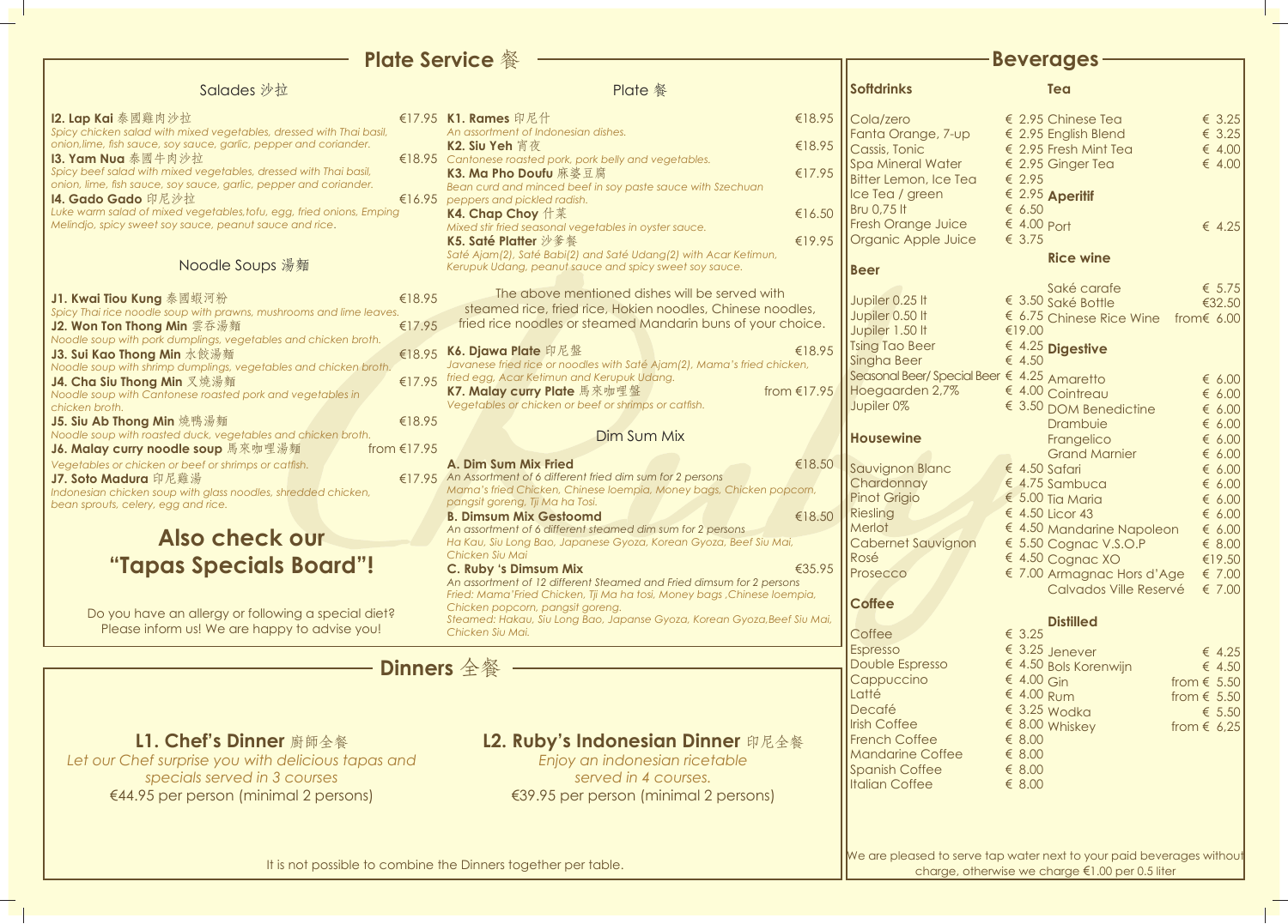# Plate Service 餐

## Salades 沙拉

**I2. Lap Kai** 泰國雞肉沙拉 €17.95
*Spicy chicken salad with mixed vegetables, dressed with Thai basil, onion,lime, fish sauce, soy sauce, garlic, pepper and coriander.*

**I3. Yam Nua** 泰國牛肉沙拉 €18.95
*Spicy beef salad with mixed vegetables, dressed with Thai basil, onion, lime, fish sauce, soy sauce, garlic, pepper and coriander.*

**I4. Gado Gado** 印尼沙拉 €16.95
*Luke warm salad of mixed vegetables,tofu, egg, fried onions, Emping Melindjo, spicy sweet soy sauce, peanut sauce and rice.*

## Noodle Soups 湯麵

**J1. Kwai Tiou Kung** 泰國蝦河粉 €18.95
*Spicy Thai rice noodle soup with prawns, mushrooms and lime leaves.*

**J2. Won Ton Thong Min** 雲吞湯麵 €17.95
*Noodle soup with pork dumplings, vegetables and chicken broth.*

**J3. Sui Kao Thong Min** 水餃湯麵 €18.95
*Noodle soup with shrimp dumplings, vegetables and chicken broth.*

**J4. Cha Siu Thong Min** 叉燒湯麵 €17.95
*Noodle soup with Cantonese roasted pork and vegetables in chicken broth.*

**J5. Siu Ab Thong Min** 燒鴨湯麵 €18.95
*Noodle soup with roasted duck, vegetables and chicken broth.*

**J6. Malay curry noodle soup** 馬來咖哩湯麵 from €17.95
*Vegetables or chicken or beef or shrimps or catfish.*

**J7. Soto Madura** 印尼雞湯 €17.95
*Indonesian chicken soup with glass noodles, shredded chicken, bean sprouts, celery, egg and rice.*

## Also check our "Tapas Specials Board"!

Do you have an allergy or following a special diet? Please inform us! We are happy to advise you!

## Plate 餐

**K1. Rames** 印尼什 €18.95
*An assortment of Indonesian dishes.*

**K2. Siu Yeh** 宵夜 €18.95
*Cantonese roasted pork, pork belly and vegetables.*

**K3. Ma Pho Doufu** 麻婆豆腐 €17.95
*Bean curd and minced beef in soy paste sauce with Szechuan peppers and pickled radish.*

**K4. Chap Choy** 什菜 €16.50
*Mixed stir fried seasonal vegetables in oyster sauce.*

**K5. Saté Platter** 沙爹餐 €19.95
*Saté Ajam(2), Saté Babi(2) and Saté Udang(2) with Acar Ketimun, Kerupuk Udang, peanut sauce and spicy sweet soy sauce.*

The above mentioned dishes will be served with steamed rice, fried rice, Hokien noodles, Chinese noodles, fried rice noodles or steamed Mandarin buns of your choice.

**K6. Djawa Plate** 印尼盤 €18.95
*Javanese fried rice or noodles with Saté Ajam(2), Mama's fried chicken, fried egg, Acar Ketimun and Kerupuk Udang.*

**K7. Malay curry Plate** 馬來咖哩盤 from €17.95
*Vegetables or chicken or beef or shrimps or catfish.*

## Dim Sum Mix

**A. Dim Sum Mix Fried** €18.50
*An Assortment of 6 different fried dim sum for 2 persons*
*Mama's fried Chicken, Chinese loempia, Money bags, Chicken popcorn, pangsit goreng, Tji Ma ha Tosi.*

**B. Dimsum Mix Gestoomd** €18.50
*An assortment of 6 different steamed dim sum for 2 persons*
*Ha Kau, Siu Long Bao, Japanese Gyoza, Korean Gyoza, Beef Siu Mai, Chicken Siu Mai*

**C. Ruby 's Dimsum Mix** €35.95
*An assortment of 12 different Steamed and Fried dimsum for 2 persons*
*Fried: Mama'Fried Chicken, Tji Ma ha tosi, Money bags ,Chinese loempia, Chicken popcorn, pangsit goreng.*
*Steamed: Hakau, Siu Long Bao, Japanse Gyoza, Korean Gyoza,Beef Siu Mai, Chicken Siu Mai.*

# Dinners 全餐

### L1. Chef's Dinner 廚師全餐

*Let our Chef surprise you with delicious tapas and specials served in 3 courses*

€44.95 per person (minimal 2 persons)

### L2. Ruby's Indonesian Dinner 印尼全餐

*Enjoy an indonesian ricetable served in 4 courses.*

€39.95 per person (minimal 2 persons)

It is not possible to combine the Dinners together per table.

# Beverages

## Softdrinks

| | |
|---|---|
| Cola/zero | € 2.95 |
| Fanta Orange, 7-up | € 2.95 |
| Cassis, Tonic | € 2.95 |
| Spa Mineral Water | € 2.95 |
| Bitter Lemon, Ice Tea | € 2.95 |
| Ice Tea / green | € 2.95 |
| Bru 0,75 lt | € 6.50 |
| Fresh Orange Juice | € 4.00 |
| Organic Apple Juice | € 3.75 |

## Beer

| | |
|---|---|
| Jupiler 0.25 lt | € 3.50 |
| Jupiler 0.50 lt | € 6.75 |
| Jupiler 1.50 lt | €19.00 |
| Tsing Tao Beer | € 4.25 |
| Singha Beer | € 4.50 |
| Seasonal Beer/ Special Beer | € 4.25 |
| Hoegaarden 2,7% | € 4.00 |
| Jupiler 0% | € 3.50 |

## Housewine

| | |
|---|---|
| Sauvignon Blanc | € 4.50 |
| Chardonnay | € 4.75 |
| Pinot Grigio | € 5.00 |
| Riesling | € 4.50 |
| Merlot | € 4.50 |
| Cabernet Sauvignon | € 5.50 |
| Rosé | € 4.50 |
| Prosecco | € 7.00 |

## Coffee

| | |
|---|---|
| Coffee | € 3.25 |
| Espresso | € 3.25 |
| Double Espresso | € 4.50 |
| Cappuccino | € 4.00 |
| Latté | € 4.00 |
| Decafé | € 3.25 |
| Irish Coffee | € 8.00 |
| French Coffee | € 8.00 |
| Mandarine Coffee | € 8.00 |
| Spanish Coffee | € 8.00 |
| Italian Coffee | € 8.00 |

## Tea

| | |
|---|---|
| Chinese Tea | € 3.25 |
| English Blend | € 3.25 |
| Fresh Mint Tea | € 4.00 |
| Ginger Tea | € 4.00 |

## Aperitif

| | |
|---|---|
| Port | € 4.25 |

## Rice wine

| | |
|---|---|
| Saké carafe | € 5.75 |
| Saké Bottle | €32.50 |
| Chinese Rice Wine | from€ 6.00 |

## Digestive

| | |
|---|---|
| Amaretto | € 6.00 |
| Cointreau | € 6.00 |
| DOM Benedictine | € 6.00 |
| Drambuie | € 6.00 |
| Frangelico | € 6.00 |
| Grand Marnier | € 6.00 |
| Safari | € 6.00 |
| Sambuca | € 6.00 |
| Tia Maria | € 6.00 |
| Licor 43 | € 6.00 |
| Mandarine Napoleon | € 6.00 |
| Cognac V.S.O.P | € 8.00 |
| Cognac XO | €19.50 |
| Armagnac Hors d'Age | € 7.00 |
| Calvados Ville Reservé | € 7.00 |

## Distilled

| | |
|---|---|
| Jenever | € 4.25 |
| Bols Korenwijn | € 4.50 |
| Gin | from € 5.50 |
| Rum | from € 5.50 |
| Wodka | € 5.50 |
| Whiskey | from € 6,25 |

We are pleased to serve tap water next to your paid beverages without charge, otherwise we charge €1.00 per 0.5 liter